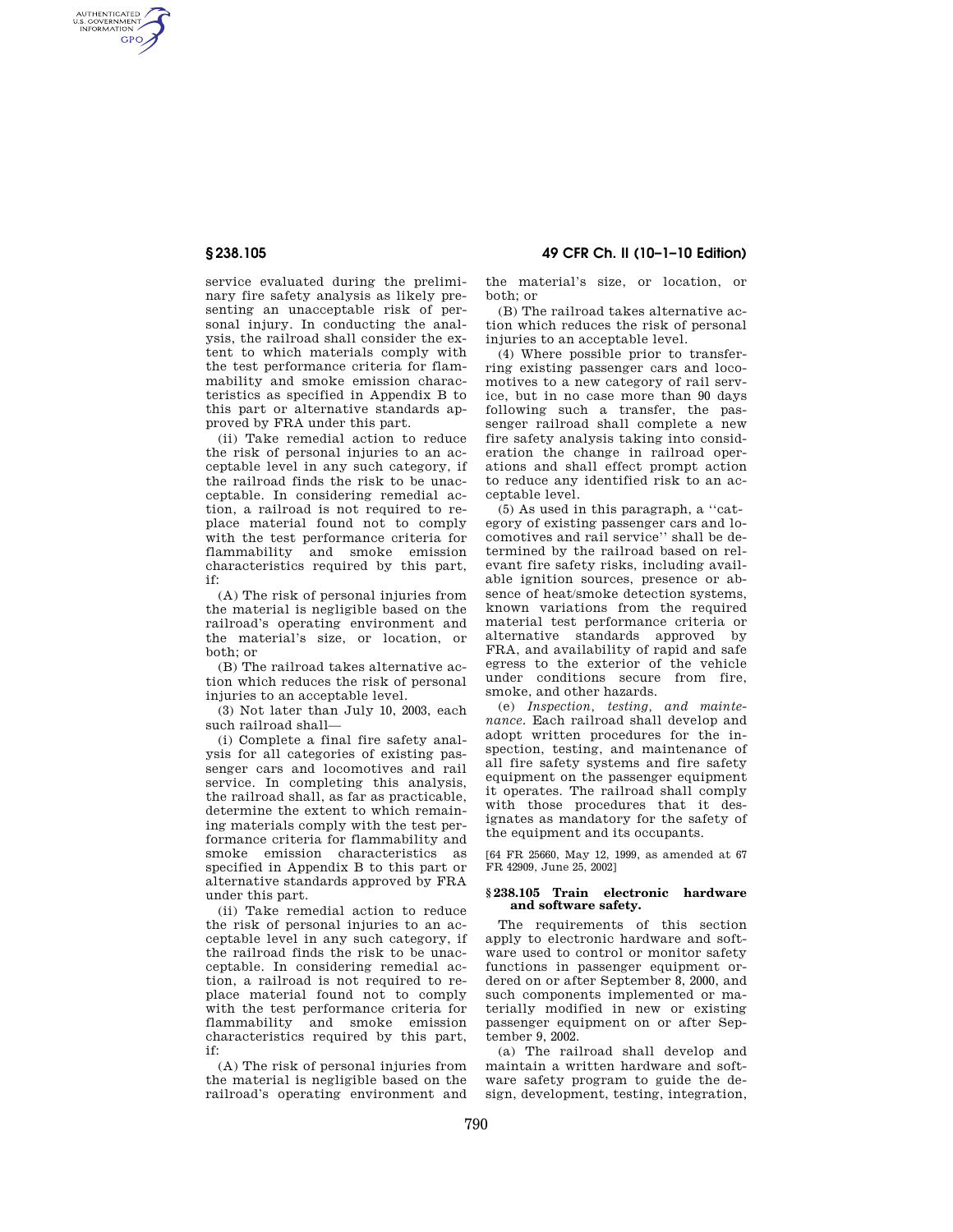service evaluated during the preliminary fire safety analysis as likely presenting an unacceptable risk of personal injury. In conducting the analysis, the railroad shall consider the extent to which materials comply with the test performance criteria for flammability and smoke emission characteristics as specified in Appendix B to this part or alternative standards approved by FRA under this part.

(ii) Take remedial action to reduce the risk of personal injuries to an acceptable level in any such category, if the railroad finds the risk to be unacceptable. In considering remedial action, a railroad is not required to replace material found not to comply with the test performance criteria for flammability and smoke emission characteristics required by this part, if:

(A) The risk of personal injuries from the material is negligible based on the railroad's operating environment and the material's size, or location, or both; or

(B) The railroad takes alternative action which reduces the risk of personal injuries to an acceptable level.

(3) Not later than July 10, 2003, each such railroad shall—

(i) Complete a final fire safety analysis for all categories of existing passenger cars and locomotives and rail service. In completing this analysis, the railroad shall, as far as practicable, determine the extent to which remaining materials comply with the test performance criteria for flammability and smoke emission characteristics as specified in Appendix B to this part or alternative standards approved by FRA under this part.

(ii) Take remedial action to reduce the risk of personal injuries to an acceptable level in any such category, if the railroad finds the risk to be unacceptable. In considering remedial action, a railroad is not required to replace material found not to comply with the test performance criteria for flammability and smoke emission characteristics required by this part, if:

(A) The risk of personal injuries from the material is negligible based on the railroad's operating environment and the material's size, or location, or both; or

(B) The railroad takes alternative action which reduces the risk of personal injuries to an acceptable level.

(4) Where possible prior to transferring existing passenger cars and locomotives to a new category of rail service, but in no case more than 90 days following such a transfer, the passenger railroad shall complete a new fire safety analysis taking into consideration the change in railroad operations and shall effect prompt action to reduce any identified risk to an acceptable level.

(5) As used in this paragraph, a ''category of existing passenger cars and locomotives and rail service'' shall be determined by the railroad based on relevant fire safety risks, including available ignition sources, presence or absence of heat/smoke detection systems, known variations from the required material test performance criteria or alternative standards approved by FRA, and availability of rapid and safe egress to the exterior of the vehicle under conditions secure from fire, smoke, and other hazards.

(e) *Inspection, testing, and maintenance.* Each railroad shall develop and adopt written procedures for the inspection, testing, and maintenance of all fire safety systems and fire safety equipment on the passenger equipment it operates. The railroad shall comply with those procedures that it designates as mandatory for the safety of the equipment and its occupants.

[64 FR 25660, May 12, 1999, as amended at 67 FR 42909, June 25, 2002]

## § 238.105 Train electronic hardware and software safety.

The requirements of this section apply to electronic hardware and software used to control or monitor safety functions in passenger equipment ordered on or after September 8, 2000, and such components implemented or materially modified in new or existing passenger equipment on or after September 9, 2002.

(a) The railroad shall develop and maintain a written hardware and software safety program to guide the design, development, testing, integration,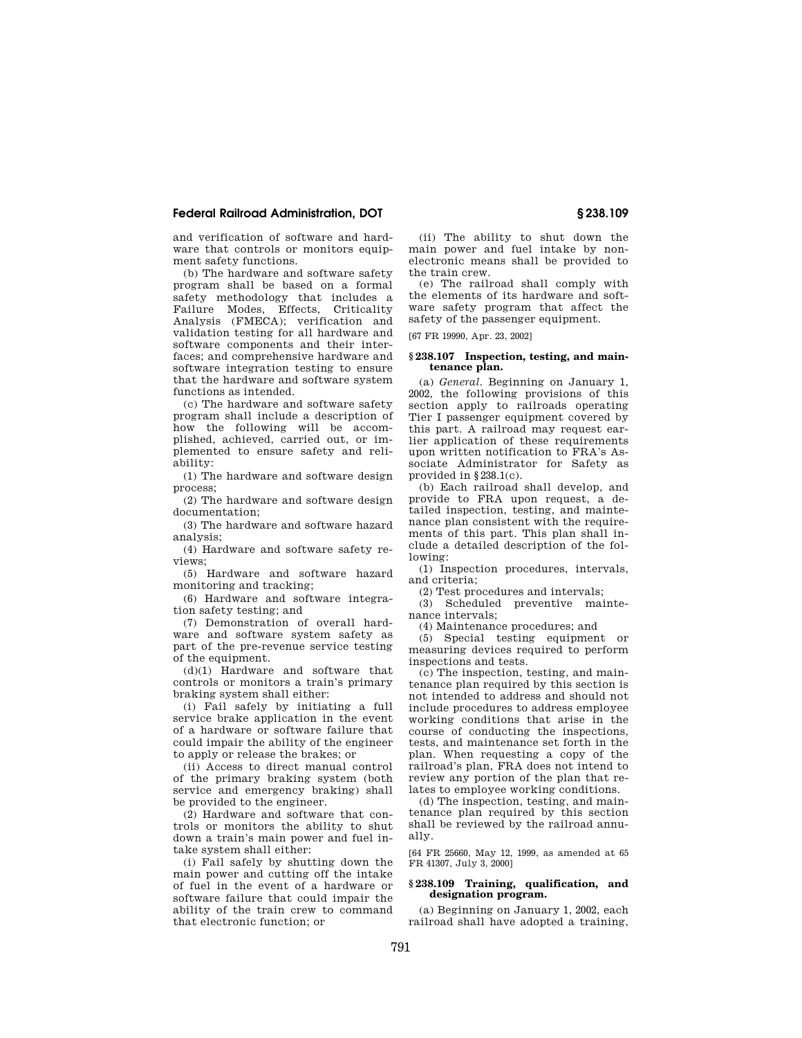and verification of software and hardware that controls or monitors equipment safety functions.

(b) The hardware and software safety program shall be based on a formal safety methodology that includes a Failure Modes, Effects, Criticality Analysis (FMECA); verification and validation testing for all hardware and software components and their interfaces; and comprehensive hardware and software integration testing to ensure that the hardware and software system functions as intended.

(c) The hardware and software safety program shall include a description of how the following will be accomplished, achieved, carried out, or implemented to ensure safety and reliability:

(1) The hardware and software design process;

(2) The hardware and software design documentation;

(3) The hardware and software hazard analysis;

(4) Hardware and software safety reviews;

(5) Hardware and software hazard monitoring and tracking;

(6) Hardware and software integration safety testing; and

(7) Demonstration of overall hardware and software system safety as part of the pre-revenue service testing of the equipment.

(d)(1) Hardware and software that controls or monitors a train's primary braking system shall either:

(i) Fail safely by initiating a full service brake application in the event of a hardware or software failure that could impair the ability of the engineer to apply or release the brakes; or

(ii) Access to direct manual control of the primary braking system (both service and emergency braking) shall be provided to the engineer.

(2) Hardware and software that controls or monitors the ability to shut down a train's main power and fuel intake system shall either:

(i) Fail safely by shutting down the main power and cutting off the intake of fuel in the event of a hardware or software failure that could impair the ability of the train crew to command that electronic function; or

(ii) The ability to shut down the main power and fuel intake by non-electronic means shall be provided to the train crew.

(e) The railroad shall comply with the elements of its hardware and software safety program that affect the safety of the passenger equipment.

[67 FR 19990, Apr. 23, 2002]

### § 238.107 Inspection, testing, and maintenance plan.

(a) *General.* Beginning on January 1, 2002, the following provisions of this section apply to railroads operating Tier I passenger equipment covered by this part. A railroad may request earlier application of these requirements upon written notification to FRA's Associate Administrator for Safety as provided in § 238.1(c).

(b) Each railroad shall develop, and provide to FRA upon request, a detailed inspection, testing, and maintenance plan consistent with the requirements of this part. This plan shall include a detailed description of the following:

(1) Inspection procedures, intervals, and criteria;

(2) Test procedures and intervals;

(3) Scheduled preventive maintenance intervals;

(4) Maintenance procedures; and

(5) Special testing equipment or measuring devices required to perform inspections and tests.

(c) The inspection, testing, and maintenance plan required by this section is not intended to address and should not include procedures to address employee working conditions that arise in the course of conducting the inspections, tests, and maintenance set forth in the plan. When requesting a copy of the railroad's plan, FRA does not intend to review any portion of the plan that relates to employee working conditions.

(d) The inspection, testing, and maintenance plan required by this section shall be reviewed by the railroad annually.

[64 FR 25660, May 12, 1999, as amended at 65 FR 41307, July 3, 2000]

### § 238.109 Training, qualification, and designation program.

(a) Beginning on January 1, 2002, each railroad shall have adopted a training,